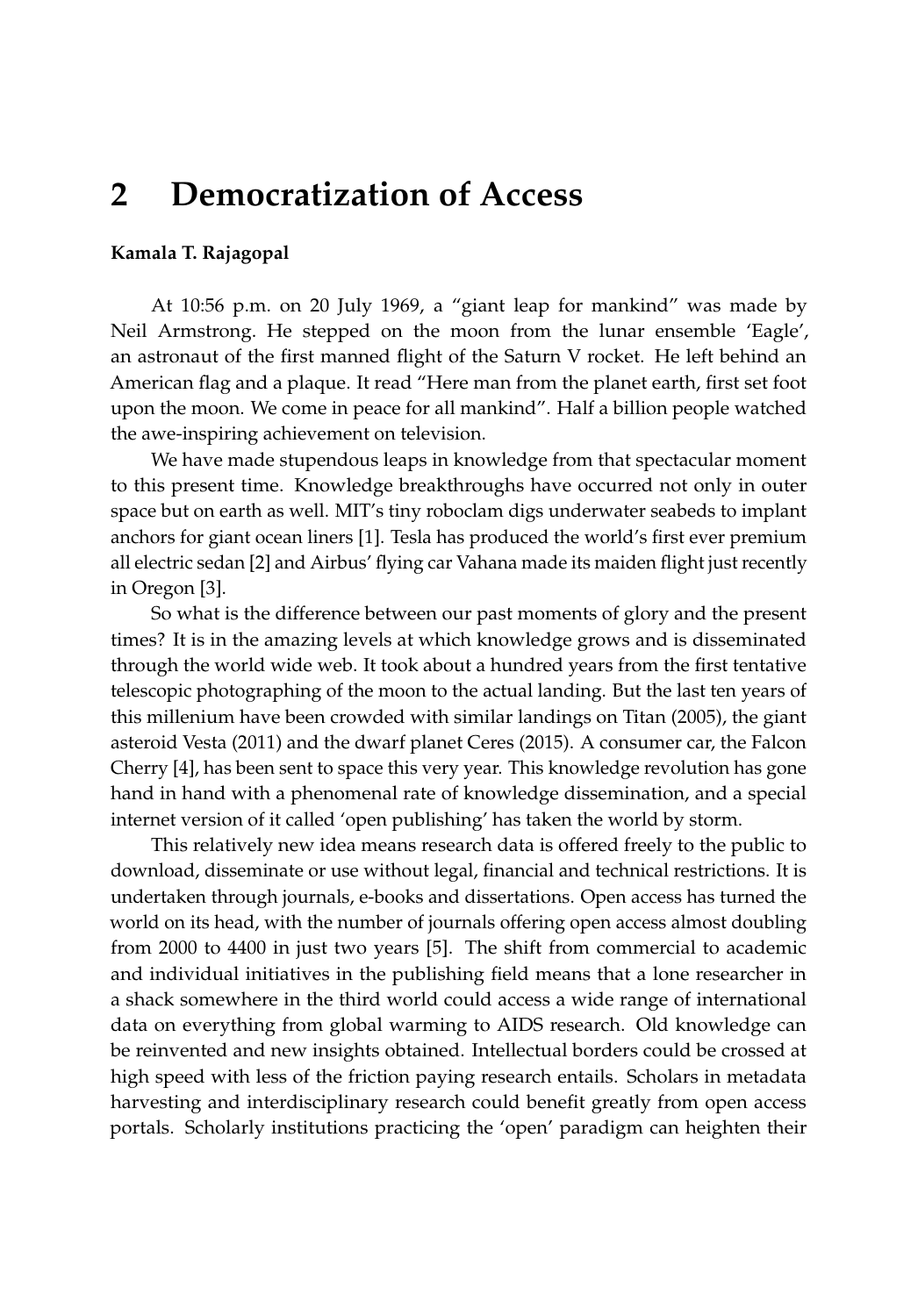# 2 Democratization of Access

**Kamala T. Rajagopal**

At 10:56 p.m. on 20 July 1969, a "giant leap for mankind" was made by Neil Armstrong. He stepped on the moon from the lunar ensemble 'Eagle', an astronaut of the first manned flight of the Saturn V rocket. He left behind an American flag and a plaque. It read "Here man from the planet earth, first set foot upon the moon. We come in peace for all mankind". Half a billion people watched the awe-inspiring achievement on television.

We have made stupendous leaps in knowledge from that spectacular moment to this present time. Knowledge breakthroughs have occurred not only in outer space but on earth as well. MIT's tiny roboclam digs underwater seabeds to implant anchors for giant ocean liners [1]. Tesla has produced the world's first ever premium all electric sedan [2] and Airbus' flying car Vahana made its maiden flight just recently in Oregon [3].

So what is the difference between our past moments of glory and the present times? It is in the amazing levels at which knowledge grows and is disseminated through the world wide web. It took about a hundred years from the first tentative telescopic photographing of the moon to the actual landing. But the last ten years of this millenium have been crowded with similar landings on Titan (2005), the giant asteroid Vesta (2011) and the dwarf planet Ceres (2015). A consumer car, the Falcon Cherry [4], has been sent to space this very year. This knowledge revolution has gone hand in hand with a phenomenal rate of knowledge dissemination, and a special internet version of it called 'open publishing' has taken the world by storm.

This relatively new idea means research data is offered freely to the public to download, disseminate or use without legal, financial and technical restrictions. It is undertaken through journals, e-books and dissertations. Open access has turned the world on its head, with the number of journals offering open access almost doubling from 2000 to 4400 in just two years [5]. The shift from commercial to academic and individual initiatives in the publishing field means that a lone researcher in a shack somewhere in the third world could access a wide range of international data on everything from global warming to AIDS research. Old knowledge can be reinvented and new insights obtained. Intellectual borders could be crossed at high speed with less of the friction paying research entails. Scholars in metadata harvesting and interdisciplinary research could benefit greatly from open access portals. Scholarly institutions practicing the 'open' paradigm can heighten their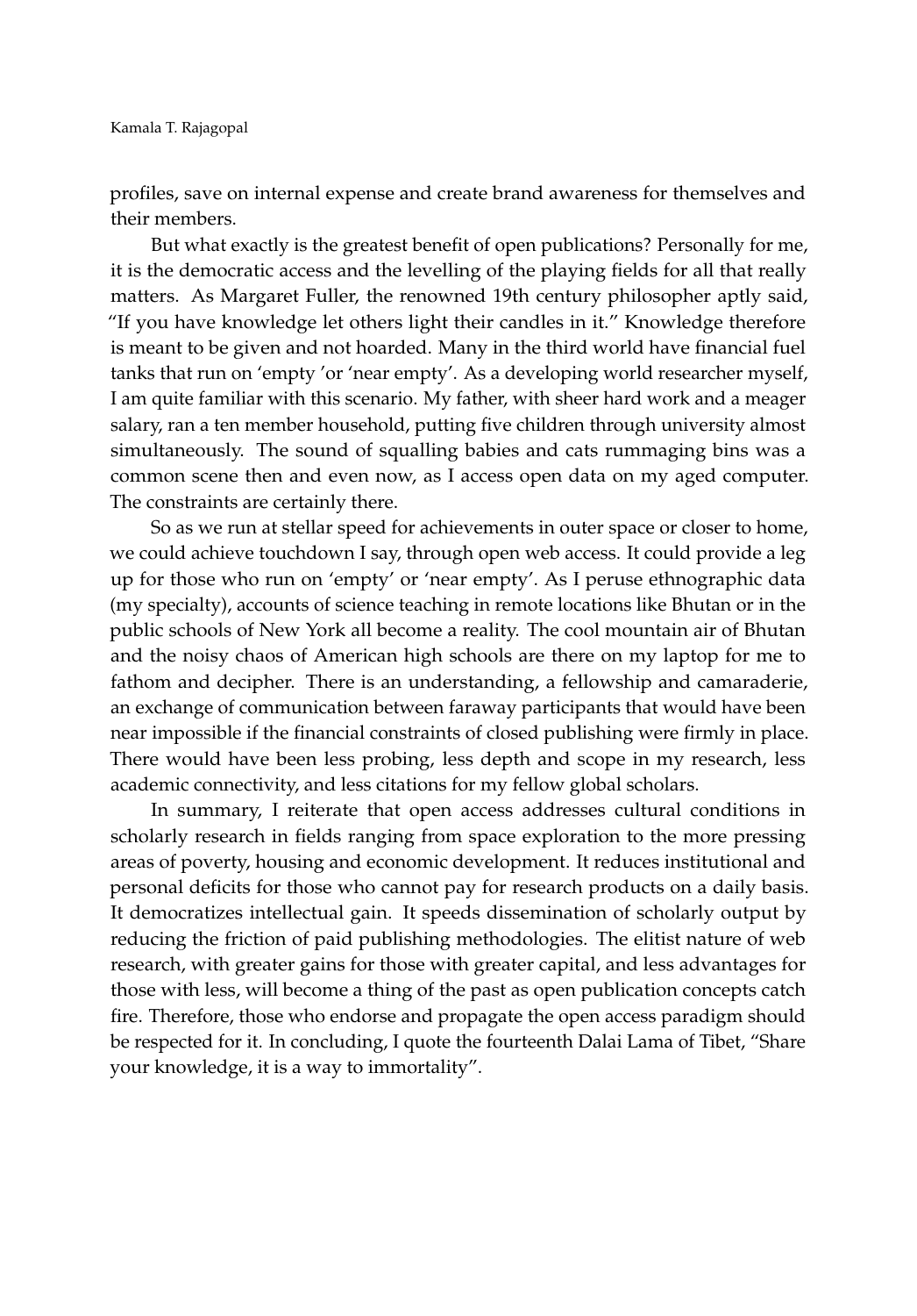profiles, save on internal expense and create brand awareness for themselves and their members.

But what exactly is the greatest benefit of open publications? Personally for me, it is the democratic access and the levelling of the playing fields for all that really matters. As Margaret Fuller, the renowned 19th century philosopher aptly said, "If you have knowledge let others light their candles in it." Knowledge therefore is meant to be given and not hoarded. Many in the third world have financial fuel tanks that run on 'empty 'or 'near empty'. As a developing world researcher myself, I am quite familiar with this scenario. My father, with sheer hard work and a meager salary, ran a ten member household, putting five children through university almost simultaneously. The sound of squalling babies and cats rummaging bins was a common scene then and even now, as I access open data on my aged computer. The constraints are certainly there.

So as we run at stellar speed for achievements in outer space or closer to home, we could achieve touchdown I say, through open web access. It could provide a leg up for those who run on 'empty' or 'near empty'. As I peruse ethnographic data (my specialty), accounts of science teaching in remote locations like Bhutan or in the public schools of New York all become a reality. The cool mountain air of Bhutan and the noisy chaos of American high schools are there on my laptop for me to fathom and decipher. There is an understanding, a fellowship and camaraderie, an exchange of communication between faraway participants that would have been near impossible if the financial constraints of closed publishing were firmly in place. There would have been less probing, less depth and scope in my research, less academic connectivity, and less citations for my fellow global scholars.

In summary, I reiterate that open access addresses cultural conditions in scholarly research in fields ranging from space exploration to the more pressing areas of poverty, housing and economic development. It reduces institutional and personal deficits for those who cannot pay for research products on a daily basis. It democratizes intellectual gain. It speeds dissemination of scholarly output by reducing the friction of paid publishing methodologies. The elitist nature of web research, with greater gains for those with greater capital, and less advantages for those with less, will become a thing of the past as open publication concepts catch fire. Therefore, those who endorse and propagate the open access paradigm should be respected for it. In concluding, I quote the fourteenth Dalai Lama of Tibet, "Share your knowledge, it is a way to immortality".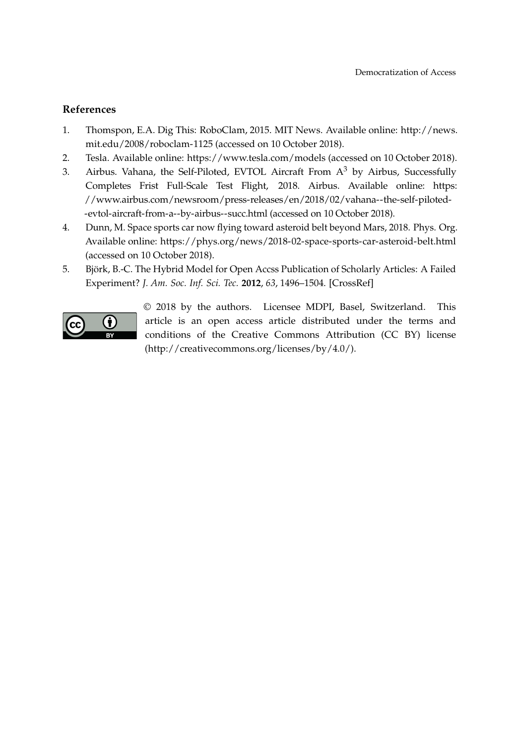## References

1. Thomspon, E.A. Dig This: RoboClam, 2015. MIT News. Available online: http://news.mit.edu/2008/roboclam-1125 (accessed on 10 October 2018).
2. Tesla. Available online: https://www.tesla.com/models (accessed on 10 October 2018).
3. Airbus. Vahana, the Self-Piloted, EVTOL Aircraft From $A^3$ by Airbus, Successfully Completes Frist Full-Scale Test Flight, 2018. Airbus. Available online: https://www.airbus.com/newsroom/press-releases/en/2018/02/vahana--the-self-piloted--evtol-aircraft-from-a--by-airbus--succ.html (accessed on 10 October 2018).
4. Dunn, M. Space sports car now flying toward asteroid belt beyond Mars, 2018. Phys. Org. Available online: https://phys.org/news/2018-02-space-sports-car-asteroid-belt.html (accessed on 10 October 2018).
5. Björk, B.-C. The Hybrid Model for Open Accss Publication of Scholarly Articles: A Failed Experiment? *J. Am. Soc. Inf. Sci. Tec.* **2012**, *63*, 1496–1504. [CrossRef]

© 2018 by the authors. Licensee MDPI, Basel, Switzerland. This article is an open access article distributed under the terms and conditions of the Creative Commons Attribution (CC BY) license (http://creativecommons.org/licenses/by/4.0/).